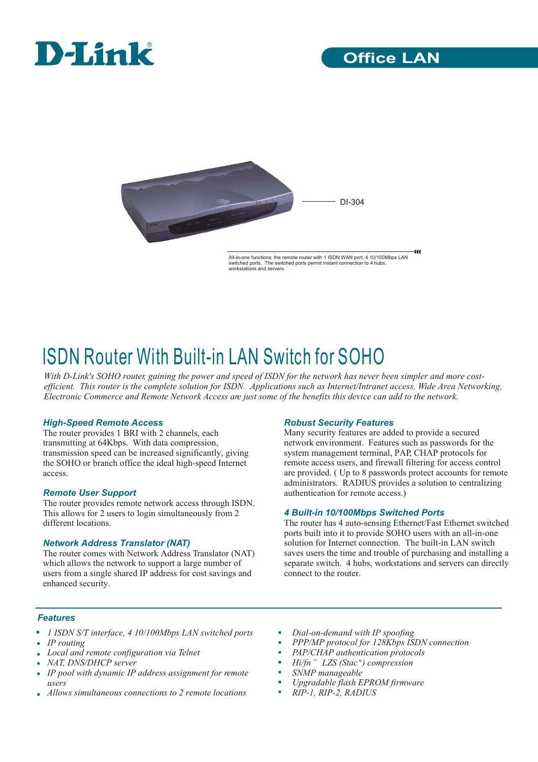D-Link

Office LAN

DI-304

All-in-one functions: the remote router with 1 ISDN WAN port, 4 10/100Mbps LAN switched ports. The switched ports permit instant connection to 4 hubs, workstations and servers.

# ISDN Router With Built-in LAN Switch for SOHO

*With D-Link's SOHO router, gaining the power and speed of ISDN for the network has never been simpler and more cost-efficient. This router is the complete solution for ISDN. Applications such as Internet/Intranet access, Wide Area Networking, Electronic Commerce and Remote Network Access are just some of the benefits this device can add to the network.*

### High-Speed Remote Access

The router provides 1 BRI with 2 channels, each transmitting at 64Kbps. With data compression, transmission speed can be increased significantly, giving the SOHO or branch office the ideal high-speed Internet access.

### Remote User Support

The router provides remote network access through ISDN. This allows for 2 users to login simultaneously from 2 different locations.

### Network Address Translator (NAT)

The router comes with Network Address Translator (NAT) which allows the network to support a large number of users from a single shared IP address for cost savings and enhanced security.

### Robust Security Features

Many security features are added to provide a secured network environment. Features such as passwords for the system management terminal, PAP, CHAP protocols for remote access users, and firewall filtering for access control are provided. ( Up to 8 passwords protect accounts for remote administrators. RADIUS provides a solution to centralizing authentication for remote access.)

### 4 Built-in 10/100Mbps Switched Ports

The router has 4 auto-sensing Ethernet/Fast Ethernet switched ports built into it to provide SOHO users with an all-in-one solution for Internet connection. The built-in LAN switch saves users the time and trouble of purchasing and installing a separate switch. 4 hubs, workstations and servers can directly connect to the router.

## Features

- *1 ISDN S/T interface, 4 10/100Mbps LAN switched ports*
- *IP routing*
- *Local and remote configuration via Telnet*
- *NAT, DNS/DHCP server*
- *IP pool with dynamic IP address assignment for remote users*
- *Allows simultaneous connections to 2 remote locations*
- *Dial-on-demand with IP spoofing*
- *PPP/MP protocol for 128Kbps ISDN connection*
- *PAP/CHAP authentication protocols*
- *Hi/fn™ LZS (Stac®) compression*
- *SNMP manageable*
- *Upgradable flash EPROM firmware*
- *RIP-1, RIP-2, RADIUS*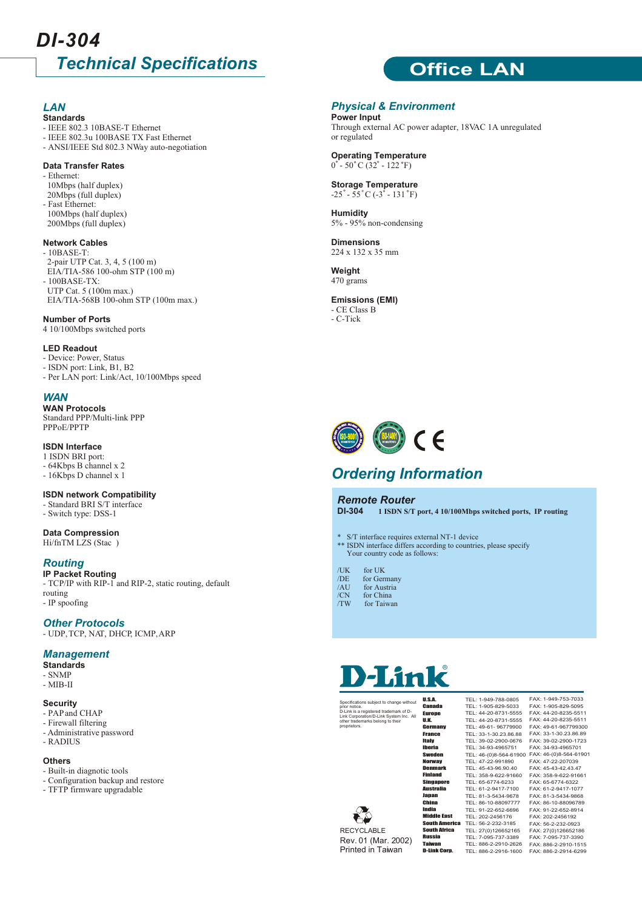# DI-304

## Technical Specifications

## Office LAN

### LAN

**Standards**
- IEEE 802.3 10BASE-T Ethernet
- IEEE 802.3u 100BASE TX Fast Ethernet
- ANSI/IEEE Std 802.3 NWay auto-negotiation

**Data Transfer Rates**
- Ethernet:
  10Mbps (half duplex)
  20Mbps (full duplex)
- Fast Ethernet:
  100Mbps (half duplex)
  200Mbps (full duplex)

**Network Cables**
- 10BASE-T:
  2-pair UTP Cat. 3, 4, 5 (100 m)
  EIA/TIA-586 100-ohm STP (100 m)
- 100BASE-TX:
  UTP Cat. 5 (100m max.)
  EIA/TIA-568B 100-ohm STP (100m max.)

**Number of Ports**
4 10/100Mbps switched ports

**LED Readout**
- Device: Power, Status
- ISDN port: Link, B1, B2
- Per LAN port: Link/Act, 10/100Mbps speed

### WAN

**WAN Protocols**
Standard PPP/Multi-link PPP
PPPoE/PPTP

**ISDN Interface**
1 ISDN BRI port:
- 64Kbps B channel x 2
- 16Kbps D channel x 1

**ISDN network Compatibility**
- Standard BRI S/T interface
- Switch type: DSS-1

**Data Compression**
Hi/fnTM LZS (Stac )

### Routing

**IP Packet Routing**
- TCP/IP with RIP-1 and RIP-2, static routing, default routing
- IP spoofing

### Other Protocols

- UDP, TCP, NAT, DHCP, ICMP, ARP

### Management

**Standards**
- SNMP
- MIB-II

**Security**
- PAP and CHAP
- Firewall filtering
- Administrative password
- RADIUS

**Others**
- Built-in diagnotic tools
- Configuration backup and restore
- TFTP firmware upgradable

### Physical & Environment

**Power Input**
Through external AC power adapter, 18VAC 1A unregulated or regulated

**Operating Temperature**
0˚ - 50˚C (32˚ - 122˚F)

**Storage Temperature**
-25˚ - 55˚C (-3˚ - 131˚F)

**Humidity**
5% - 95% non-condensing

**Dimensions**
224 x 132 x 35 mm

**Weight**
470 grams

**Emissions (EMI)**
- CE Class B
- C-Tick

## Ordering Information

### Remote Router

**DI-304** 1 ISDN S/T port, 4 10/100Mbps switched ports, IP routing

\* S/T interface requires external NT-1 device
\*\* ISDN interface differs according to countries, please specify Your country code as follows:

/UK for UK
/DE for Germany
/AU for Austria
/CN for China
/TW for Taiwan

D-Link®

Specifications subject to change without prior notice.
D-Link is a registered trademark of D-Link Corporation/D-Link System Inc. All other trademarks belong to their proprietors.

| | | |
|---|---|---|
| U.S.A. | TEL: 1-949-788-0805 | FAX: 1-949-753-7033 |
| Canada | TEL: 1-905-829-5033 | FAX: 1-905-829-5095 |
| Europe | TEL: 44-20-8731-5555 | FAX: 44-20-8235-5511 |
| U.K. | TEL: 44-20-8731-5555 | FAX: 44-20-8235-5511 |
| Germany | TEL: 49-61- 96779900 | FAX: 49-61-967799300 |
| France | TEL: 33-1-30.23.86.88 | FAX: 33-1-30.23.86.89 |
| Italy | TEL: 39-02-2900-0676 | FAX: 39-02-2900-1723 |
| Iberia | TEL: 34-93-4965751 | FAX: 34-93-4965701 |
| Sweden | TEL: 46-(0)8-564-61900 | FAX: 46-(0)8-564-61901 |
| Norway | TEL: 47-22-991890 | FAX: 47-22-207039 |
| Denmark | TEL: 45-43-96.90.40 | FAX: 45-43-42.43.47 |
| Finland | TEL: 358-9-622-91660 | FAX: 358-9-622-91661 |
| Singapore | TEL: 65-6774-6233 | FAX: 65-6774-6322 |
| Australia | TEL: 61-2-9417-7100 | FAX: 61-2-9417-1077 |
| Japan | TEL: 81-3-5434-9678 | FAX: 81-3-5434-9868 |
| China | TEL: 86-10-88097777 | FAX: 86-10-88096789 |
| India | TEL: 91-22-652-6696 | FAX: 91-22-652-8914 |
| Middle East | TEL: 202-2456176 | FAX: 202-2456192 |
| South America | TEL: 56-2-232-3185 | FAX: 56-2-232-0923 |
| South Africa | TEL: 27(0)126652165 | FAX: 27(0)126652186 |
| Russia | TEL: 7-095-737-3389 | FAX: 7-095-737-3390 |
| Taiwan | TEL: 886-2-2910-2626 | FAX: 886-2-2910-1515 |
| D-Link Corp. | TEL: 886-2-2916-1600 | FAX: 886-2-2914-6299 |

RECYCLABLE
Rev. 01 (Mar. 2002)
Printed in Taiwan